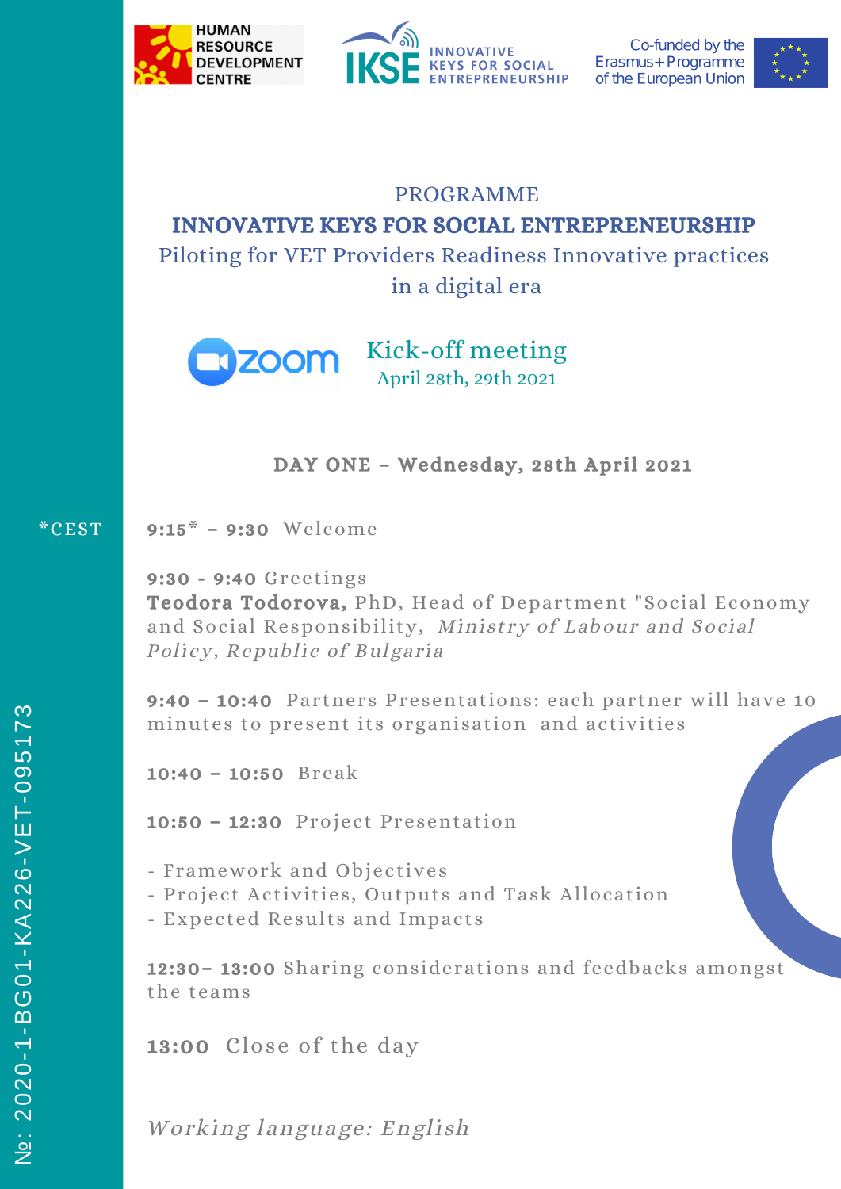HUMAN RESOURCE DEVELOPMENT CENTRE

IKSE INNOVATIVE KEYS FOR SOCIAL ENTREPRENEURSHIP

Co-funded by the Erasmus+ Programme of the European Union

PROGRAMME

# INNOVATIVE KEYS FOR SOCIAL ENTREPRENEURSHIP

## Piloting for VET Providers Readiness Innovative practices in a digital era

zoom

Kick-off meeting
April 28th, 29th 2021

### DAY ONE – Wednesday, 28th April 2021

*CEST

**9:15* – 9:30** Welcome

**9:30 - 9:40** Greetings
**Teodora Todorova,** PhD, Head of Department "Social Economy and Social Responsibility, *Ministry of Labour and Social Policy, Republic of Bulgaria*

**9:40 – 10:40** Partners Presentations: each partner will have 10 minutes to present its organisation and activities

**10:40 – 10:50** Break

**10:50 – 12:30** Project Presentation

- Framework and Objectives
- Project Activities, Outputs and Task Allocation
- Expected Results and Impacts

**12:30– 13:00** Sharing considerations and feedbacks amongst the teams

**13:00** Close of the day

*Working language: English*

№: 2020-1-BG01-KA226-VET-095173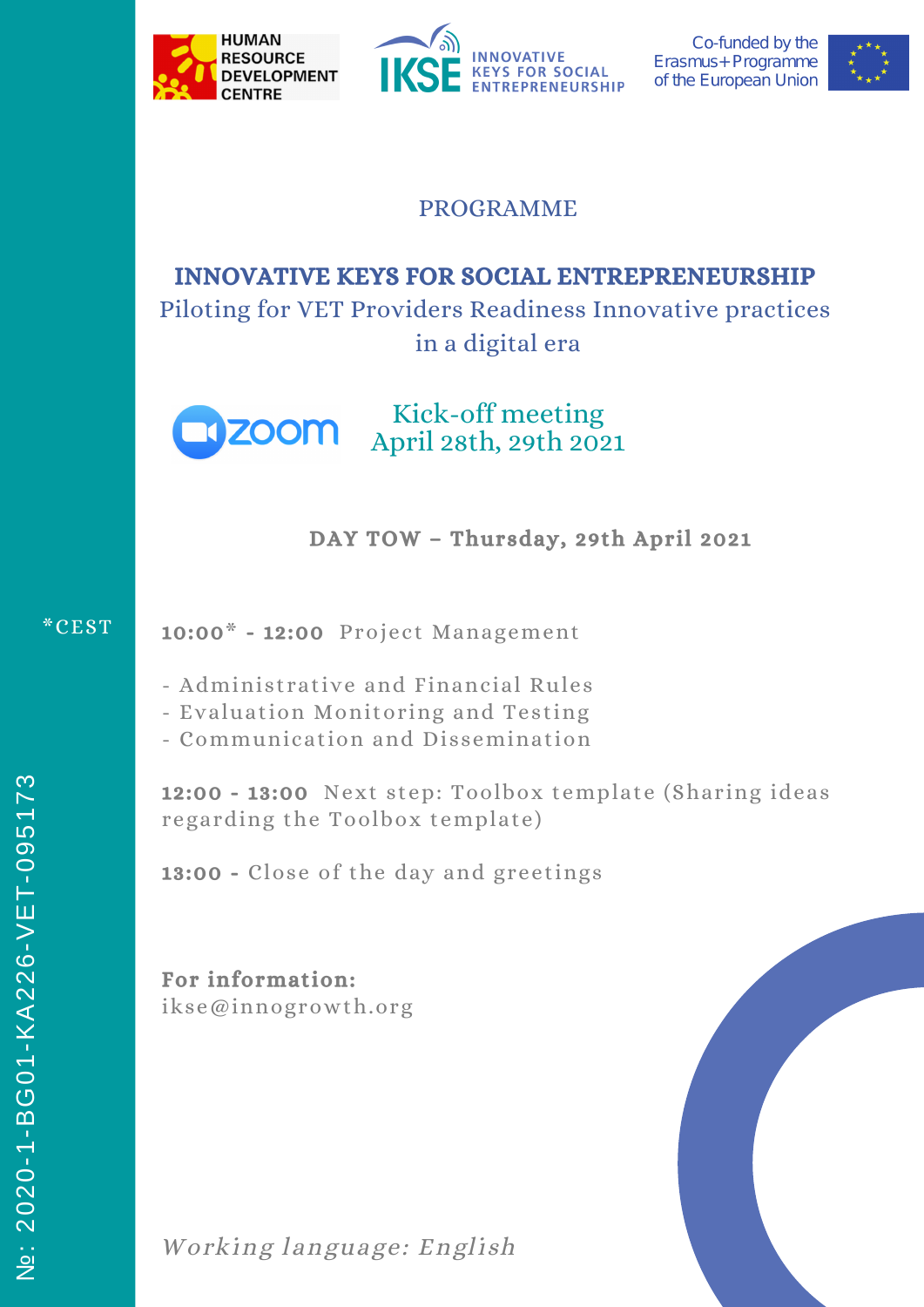HUMAN RESOURCE DEVELOPMENT CENTRE

IKSE INNOVATIVE KEYS FOR SOCIAL ENTREPRENEURSHIP

Co-funded by the Erasmus+ Programme of the European Union

PROGRAMME

## INNOVATIVE KEYS FOR SOCIAL ENTREPRENEURSHIP

Piloting for VET Providers Readiness Innovative practices in a digital era

zoom

Kick-off meeting
April 28th, 29th 2021

### DAY TOW – Thursday, 29th April 2021

*CEST

**10:00* - 12:00** Project Management

- Administrative and Financial Rules
- Evaluation Monitoring and Testing
- Communication and Dissemination

**12:00 - 13:00** Next step: Toolbox template (Sharing ideas regarding the Toolbox template)

**13:00 -** Close of the day and greetings

**For information:**
ikse@innogrowth.org

*Working language: English*

№: 2020-1-BG01-KA226-VET-095173